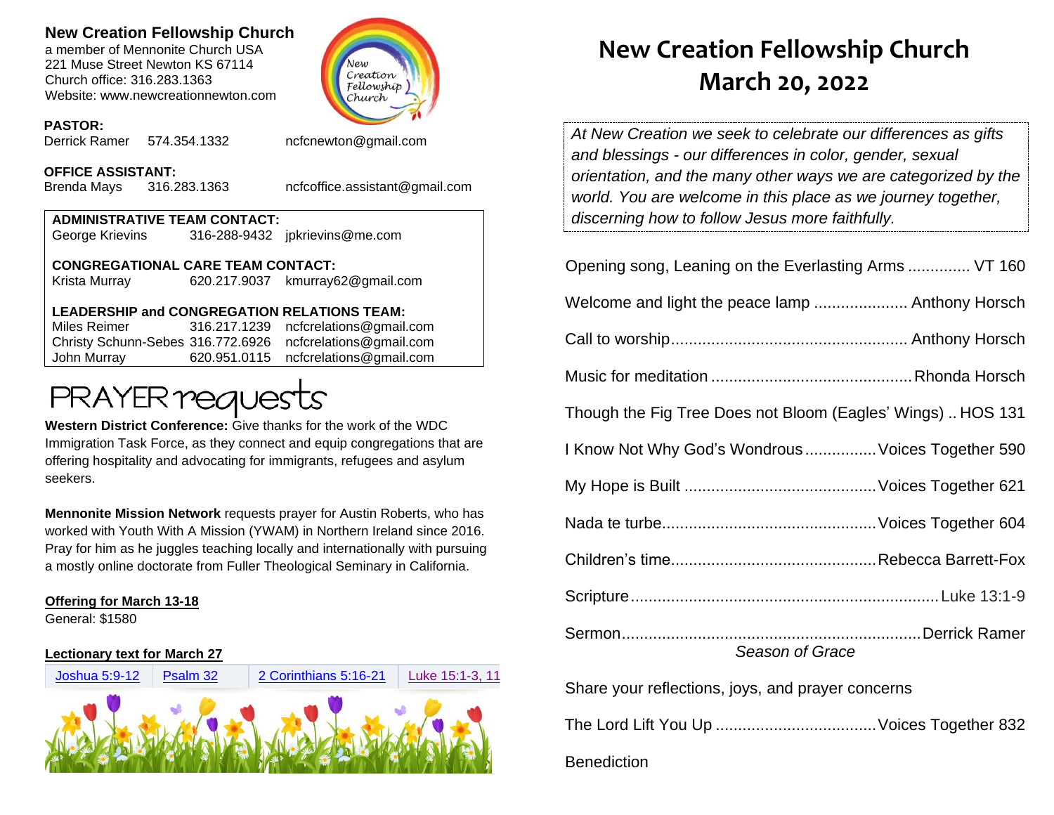**New Creation Fellowship Church**
a member of Mennonite Church USA
221 Muse Street Newton KS 67114
Church office: 316.283.1363
Website: www.newcreationnewton.com

**PASTOR:**
Derrick Ramer 574.354.1332 ncfcnewton@gmail.com

**OFFICE ASSISTANT:**
Brenda Mays 316.283.1363 ncfcoffice.assistant@gmail.com

**ADMINISTRATIVE TEAM CONTACT:**
George Krievins 316-288-9432 jpkrievins@me.com

**CONGREGATIONAL CARE TEAM CONTACT:**
Krista Murray 620.217.9037 kmurray62@gmail.com

**LEADERSHIP and CONGREGATION RELATIONS TEAM:**

| | | |
|---|---|---|
| Miles Reimer | 316.217.1239 | ncfcrelations@gmail.com |
| Christy Schunn-Sebes | 316.772.6926 | ncfcrelations@gmail.com |
| John Murray | 620.951.0115 | ncfcrelations@gmail.com |

## PRAYER requests

**Western District Conference:** Give thanks for the work of the WDC Immigration Task Force, as they connect and equip congregations that are offering hospitality and advocating for immigrants, refugees and asylum seekers.

**Mennonite Mission Network** requests prayer for Austin Roberts, who has worked with Youth With A Mission (YWAM) in Northern Ireland since 2016. Pray for him as he juggles teaching locally and internationally with pursuing a mostly online doctorate from Fuller Theological Seminary in California.

**Offering for March 13-18**
General: $1580

**Lectionary text for March 27**

| Joshua 5:9-12 | Psalm 32 | 2 Corinthians 5:16-21 | Luke 15:1-3, 11 |
|---|---|---|---|

# New Creation Fellowship Church
# March 20, 2022

*At New Creation we seek to celebrate our differences as gifts and blessings - our differences in color, gender, sexual orientation, and the many other ways we are categorized by the world. You are welcome in this place as we journey together, discerning how to follow Jesus more faithfully.*

Opening song, Leaning on the Everlasting Arms .............. VT 160

Welcome and light the peace lamp ..................... Anthony Horsch

Call to worship.................................................... Anthony Horsch

Music for meditation ............................................ Rhonda Horsch

Though the Fig Tree Does not Bloom (Eagles' Wings) .. HOS 131

I Know Not Why God's Wondrous ................ Voices Together 590

My Hope is Built ........................................... Voices Together 621

Nada te turbe................................................ Voices Together 604

Children's time............................................. Rebecca Barrett-Fox

Scripture.................................................................... Luke 13:1-9

Sermon.................................................................. Derrick Ramer
*Season of Grace*

Share your reflections, joys, and prayer concerns

The Lord Lift You Up .................................... Voices Together 832

Benediction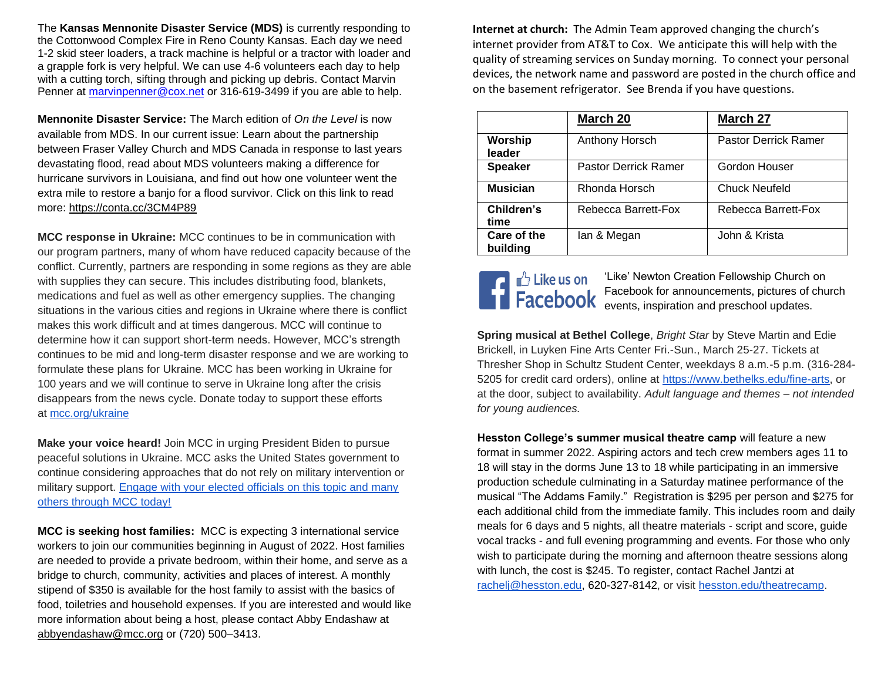The **Kansas Mennonite Disaster Service (MDS)** is currently responding to the Cottonwood Complex Fire in Reno County Kansas. Each day we need 1-2 skid steer loaders, a track machine is helpful or a tractor with loader and a grapple fork is very helpful. We can use 4-6 volunteers each day to help with a cutting torch, sifting through and picking up debris. Contact Marvin Penner at marvinpenner@cox.net or 316-619-3499 if you are able to help.

**Mennonite Disaster Service:** The March edition of *On the Level* is now available from MDS. In our current issue: Learn about the partnership between Fraser Valley Church and MDS Canada in response to last years devastating flood, read about MDS volunteers making a difference for hurricane survivors in Louisiana, and find out how one volunteer went the extra mile to restore a banjo for a flood survivor. Click on this link to read more: https://conta.cc/3CM4P89

**MCC response in Ukraine:** MCC continues to be in communication with our program partners, many of whom have reduced capacity because of the conflict. Currently, partners are responding in some regions as they are able with supplies they can secure. This includes distributing food, blankets, medications and fuel as well as other emergency supplies. The changing situations in the various cities and regions in Ukraine where there is conflict makes this work difficult and at times dangerous. MCC will continue to determine how it can support short-term needs. However, MCC's strength continues to be mid and long-term disaster response and we are working to formulate these plans for Ukraine. MCC has been working in Ukraine for 100 years and we will continue to serve in Ukraine long after the crisis disappears from the news cycle. Donate today to support these efforts at mcc.org/ukraine

**Make your voice heard!** Join MCC in urging President Biden to pursue peaceful solutions in Ukraine. MCC asks the United States government to continue considering approaches that do not rely on military intervention or military support. Engage with your elected officials on this topic and many others through MCC today!

**MCC is seeking host families:** MCC is expecting 3 international service workers to join our communities beginning in August of 2022. Host families are needed to provide a private bedroom, within their home, and serve as a bridge to church, community, activities and places of interest. A monthly stipend of $350 is available for the host family to assist with the basics of food, toiletries and household expenses. If you are interested and would like more information about being a host, please contact Abby Endashaw at abbyendashaw@mcc.org or (720) 500–3413.

**Internet at church:** The Admin Team approved changing the church's internet provider from AT&T to Cox. We anticipate this will help with the quality of streaming services on Sunday morning. To connect your personal devices, the network name and password are posted in the church office and on the basement refrigerator. See Brenda if you have questions.

| | March 20 | March 27 |
|---|---|---|
| **Worship leader** | Anthony Horsch | Pastor Derrick Ramer |
| **Speaker** | Pastor Derrick Ramer | Gordon Houser |
| **Musician** | Rhonda Horsch | Chuck Neufeld |
| **Children's time** | Rebecca Barrett-Fox | Rebecca Barrett-Fox |
| **Care of the building** | Ian & Megan | John & Krista |

Like us on Facebook

'Like' Newton Creation Fellowship Church on Facebook for announcements, pictures of church events, inspiration and preschool updates.

**Spring musical at Bethel College**, *Bright Star* by Steve Martin and Edie Brickell, in Luyken Fine Arts Center Fri.-Sun., March 25-27. Tickets at Thresher Shop in Schultz Student Center, weekdays 8 a.m.-5 p.m. (316-284-5205 for credit card orders), online at https://www.bethelks.edu/fine-arts, or at the door, subject to availability. *Adult language and themes – not intended for young audiences.*

**Hesston College's summer musical theatre camp** will feature a new format in summer 2022. Aspiring actors and tech crew members ages 11 to 18 will stay in the dorms June 13 to 18 while participating in an immersive production schedule culminating in a Saturday matinee performance of the musical "The Addams Family." Registration is $295 per person and $275 for each additional child from the immediate family. This includes room and daily meals for 6 days and 5 nights, all theatre materials - script and score, guide vocal tracks - and full evening programming and events. For those who only wish to participate during the morning and afternoon theatre sessions along with lunch, the cost is $245. To register, contact Rachel Jantzi at rachelj@hesston.edu, 620-327-8142, or visit hesston.edu/theatrecamp.